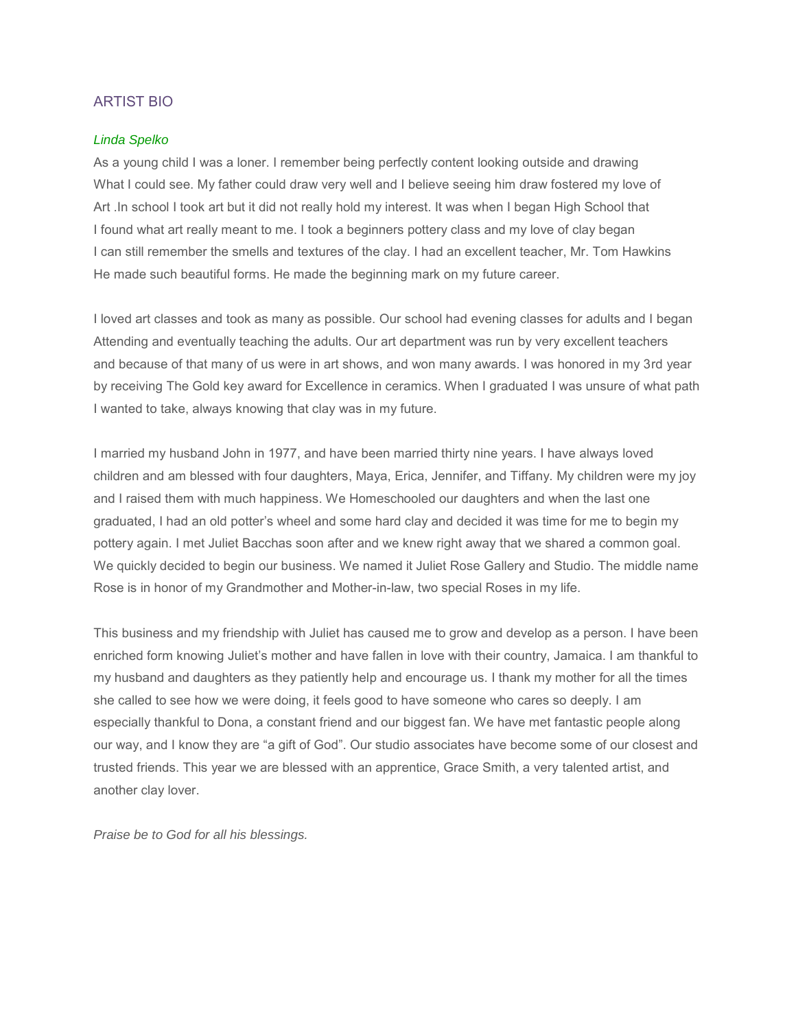## ARTIST BIO

*Linda Spelko*

As a young child I was a loner. I remember being perfectly content looking outside and drawing What I could see. My father could draw very well and I believe seeing him draw fostered my love of Art .In school I took art but it did not really hold my interest. It was when I began High School that I found what art really meant to me. I took a beginners pottery class and my love of clay began I can still remember the smells and textures of the clay. I had an excellent teacher, Mr. Tom Hawkins He made such beautiful forms. He made the beginning mark on my future career.

I loved art classes and took as many as possible. Our school had evening classes for adults and I began Attending and eventually teaching the adults. Our art department was run by very excellent teachers and because of that many of us were in art shows, and won many awards. I was honored in my 3rd year by receiving The Gold key award for Excellence in ceramics. When I graduated I was unsure of what path I wanted to take, always knowing that clay was in my future.

I married my husband John in 1977, and have been married thirty nine years. I have always loved children and am blessed with four daughters, Maya, Erica, Jennifer, and Tiffany. My children were my joy and I raised them with much happiness. We Homeschooled our daughters and when the last one graduated, I had an old potter's wheel and some hard clay and decided it was time for me to begin my pottery again. I met Juliet Bacchas soon after and we knew right away that we shared a common goal. We quickly decided to begin our business. We named it Juliet Rose Gallery and Studio. The middle name Rose is in honor of my Grandmother and Mother-in-law, two special Roses in my life.

This business and my friendship with Juliet has caused me to grow and develop as a person. I have been enriched form knowing Juliet's mother and have fallen in love with their country, Jamaica. I am thankful to my husband and daughters as they patiently help and encourage us. I thank my mother for all the times she called to see how we were doing, it feels good to have someone who cares so deeply. I am especially thankful to Dona, a constant friend and our biggest fan. We have met fantastic people along our way, and I know they are "a gift of God". Our studio associates have become some of our closest and trusted friends. This year we are blessed with an apprentice, Grace Smith, a very talented artist, and another clay lover.

*Praise be to God for all his blessings.*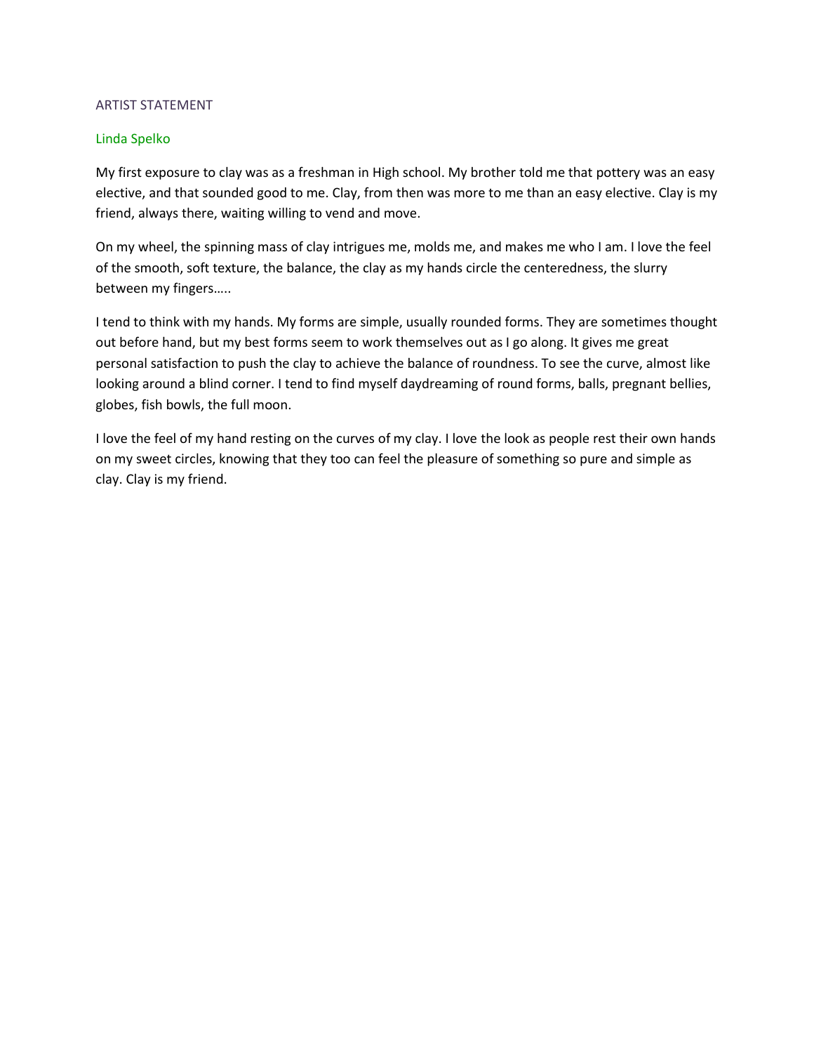ARTIST STATEMENT

Linda Spelko

My first exposure to clay was as a freshman in High school. My brother told me that pottery was an easy elective, and that sounded good to me. Clay, from then was more to me than an easy elective. Clay is my friend, always there, waiting willing to vend and move.

On my wheel, the spinning mass of clay intrigues me, molds me, and makes me who I am. I love the feel of the smooth, soft texture, the balance, the clay as my hands circle the centeredness, the slurry between my fingers…..

I tend to think with my hands. My forms are simple, usually rounded forms. They are sometimes thought out before hand, but my best forms seem to work themselves out as I go along. It gives me great personal satisfaction to push the clay to achieve the balance of roundness. To see the curve, almost like looking around a blind corner. I tend to find myself daydreaming of round forms, balls, pregnant bellies, globes, fish bowls, the full moon.

I love the feel of my hand resting on the curves of my clay. I love the look as people rest their own hands on my sweet circles, knowing that they too can feel the pleasure of something so pure and simple as clay. Clay is my friend.